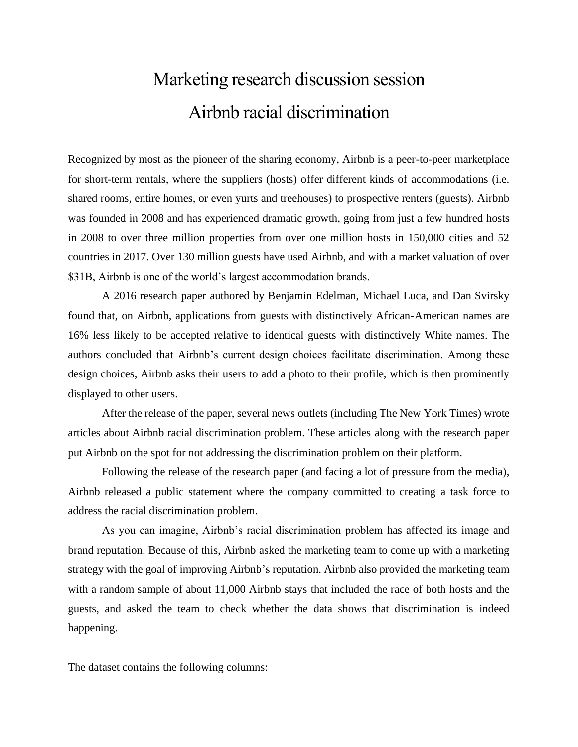# Marketing research discussion session

# Airbnb racial discrimination

Recognized by most as the pioneer of the sharing economy, Airbnb is a peer-to-peer marketplace for short-term rentals, where the suppliers (hosts) offer different kinds of accommodations (i.e. shared rooms, entire homes, or even yurts and treehouses) to prospective renters (guests). Airbnb was founded in 2008 and has experienced dramatic growth, going from just a few hundred hosts in 2008 to over three million properties from over one million hosts in 150,000 cities and 52 countries in 2017. Over 130 million guests have used Airbnb, and with a market valuation of over $31B, Airbnb is one of the world's largest accommodation brands.

A 2016 research paper authored by Benjamin Edelman, Michael Luca, and Dan Svirsky found that, on Airbnb, applications from guests with distinctively African-American names are 16% less likely to be accepted relative to identical guests with distinctively White names. The authors concluded that Airbnb's current design choices facilitate discrimination. Among these design choices, Airbnb asks their users to add a photo to their profile, which is then prominently displayed to other users.

After the release of the paper, several news outlets (including The New York Times) wrote articles about Airbnb racial discrimination problem. These articles along with the research paper put Airbnb on the spot for not addressing the discrimination problem on their platform.

Following the release of the research paper (and facing a lot of pressure from the media), Airbnb released a public statement where the company committed to creating a task force to address the racial discrimination problem.

As you can imagine, Airbnb's racial discrimination problem has affected its image and brand reputation. Because of this, Airbnb asked the marketing team to come up with a marketing strategy with the goal of improving Airbnb's reputation. Airbnb also provided the marketing team with a random sample of about 11,000 Airbnb stays that included the race of both hosts and the guests, and asked the team to check whether the data shows that discrimination is indeed happening.

The dataset contains the following columns: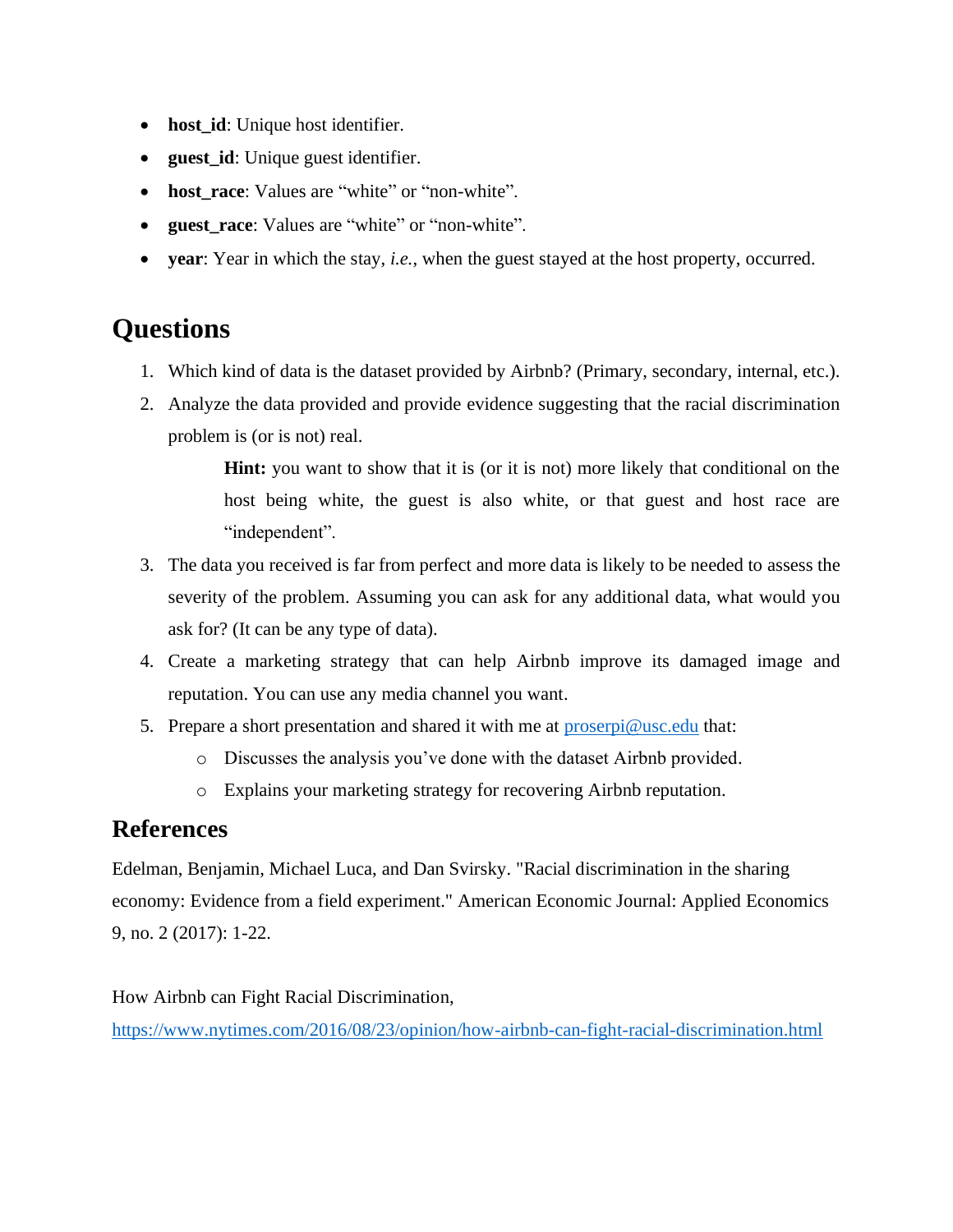- **host_id**: Unique host identifier.
- **guest_id**: Unique guest identifier.
- **host_race**: Values are "white" or "non-white".
- **guest_race**: Values are "white" or "non-white".
- **year**: Year in which the stay, *i.e.*, when the guest stayed at the host property, occurred.

# Questions

1. Which kind of data is the dataset provided by Airbnb? (Primary, secondary, internal, etc.).
2. Analyze the data provided and provide evidence suggesting that the racial discrimination problem is (or is not) real.

   > **Hint:** you want to show that it is (or it is not) more likely that conditional on the host being white, the guest is also white, or that guest and host race are "independent".

3. The data you received is far from perfect and more data is likely to be needed to assess the severity of the problem. Assuming you can ask for any additional data, what would you ask for? (It can be any type of data).
4. Create a marketing strategy that can help Airbnb improve its damaged image and reputation. You can use any media channel you want.
5. Prepare a short presentation and shared it with me at [proserpi@usc.edu](mailto:proserpi@usc.edu) that:
   - Discusses the analysis you've done with the dataset Airbnb provided.
   - Explains your marketing strategy for recovering Airbnb reputation.

## References

Edelman, Benjamin, Michael Luca, and Dan Svirsky. "Racial discrimination in the sharing economy: Evidence from a field experiment." American Economic Journal: Applied Economics 9, no. 2 (2017): 1-22.

How Airbnb can Fight Racial Discrimination,
https://www.nytimes.com/2016/08/23/opinion/how-airbnb-can-fight-racial-discrimination.html